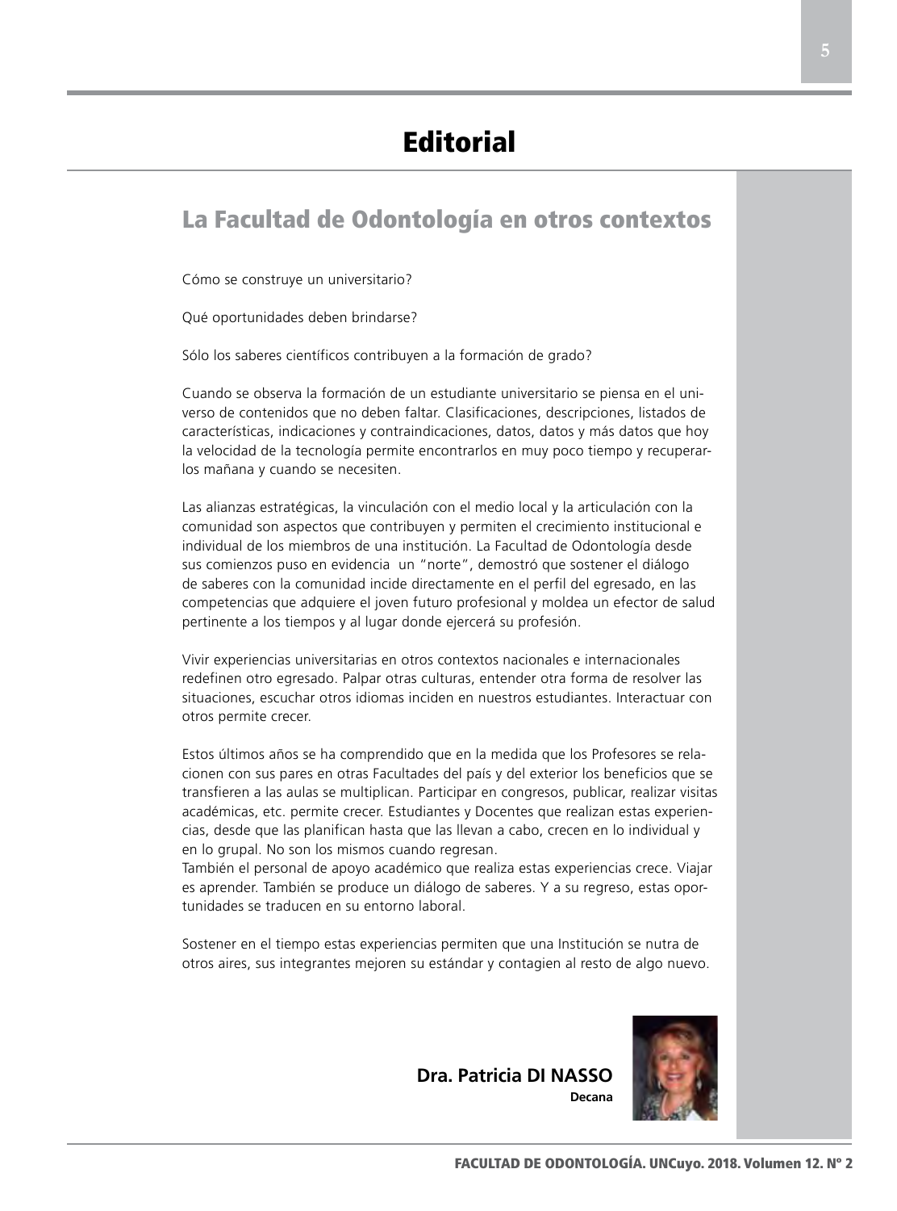# Editorial

## La Facultad de Odontología en otros contextos

Cómo se construye un universitario?

Qué oportunidades deben brindarse?

Sólo los saberes científicos contribuyen a la formación de grado?

Cuando se observa la formación de un estudiante universitario se piensa en el universo de contenidos que no deben faltar. Clasificaciones, descripciones, listados de características, indicaciones y contraindicaciones, datos, datos y más datos que hoy la velocidad de la tecnología permite encontrarlos en muy poco tiempo y recuperarlos mañana y cuando se necesiten.

Las alianzas estratégicas, la vinculación con el medio local y la articulación con la comunidad son aspectos que contribuyen y permiten el crecimiento institucional e individual de los miembros de una institución. La Facultad de Odontología desde sus comienzos puso en evidencia un "norte", demostró que sostener el diálogo de saberes con la comunidad incide directamente en el perfil del egresado, en las competencias que adquiere el joven futuro profesional y moldea un efector de salud pertinente a los tiempos y al lugar donde ejercerá su profesión.

Vivir experiencias universitarias en otros contextos nacionales e internacionales redefinen otro egresado. Palpar otras culturas, entender otra forma de resolver las situaciones, escuchar otros idiomas inciden en nuestros estudiantes. Interactuar con otros permite crecer.

Estos últimos años se ha comprendido que en la medida que los Profesores se relacionen con sus pares en otras Facultades del país y del exterior los beneficios que se transfieren a las aulas se multiplican. Participar en congresos, publicar, realizar visitas académicas, etc. permite crecer. Estudiantes y Docentes que realizan estas experiencias, desde que las planifican hasta que las llevan a cabo, crecen en lo individual y en lo grupal. No son los mismos cuando regresan.
También el personal de apoyo académico que realiza estas experiencias crece. Viajar es aprender. También se produce un diálogo de saberes. Y a su regreso, estas oportunidades se traducen en su entorno laboral.

Sostener en el tiempo estas experiencias permiten que una Institución se nutra de otros aires, sus integrantes mejoren su estándar y contagien al resto de algo nuevo.

**Dra. Patricia DI NASSO**
**Decana**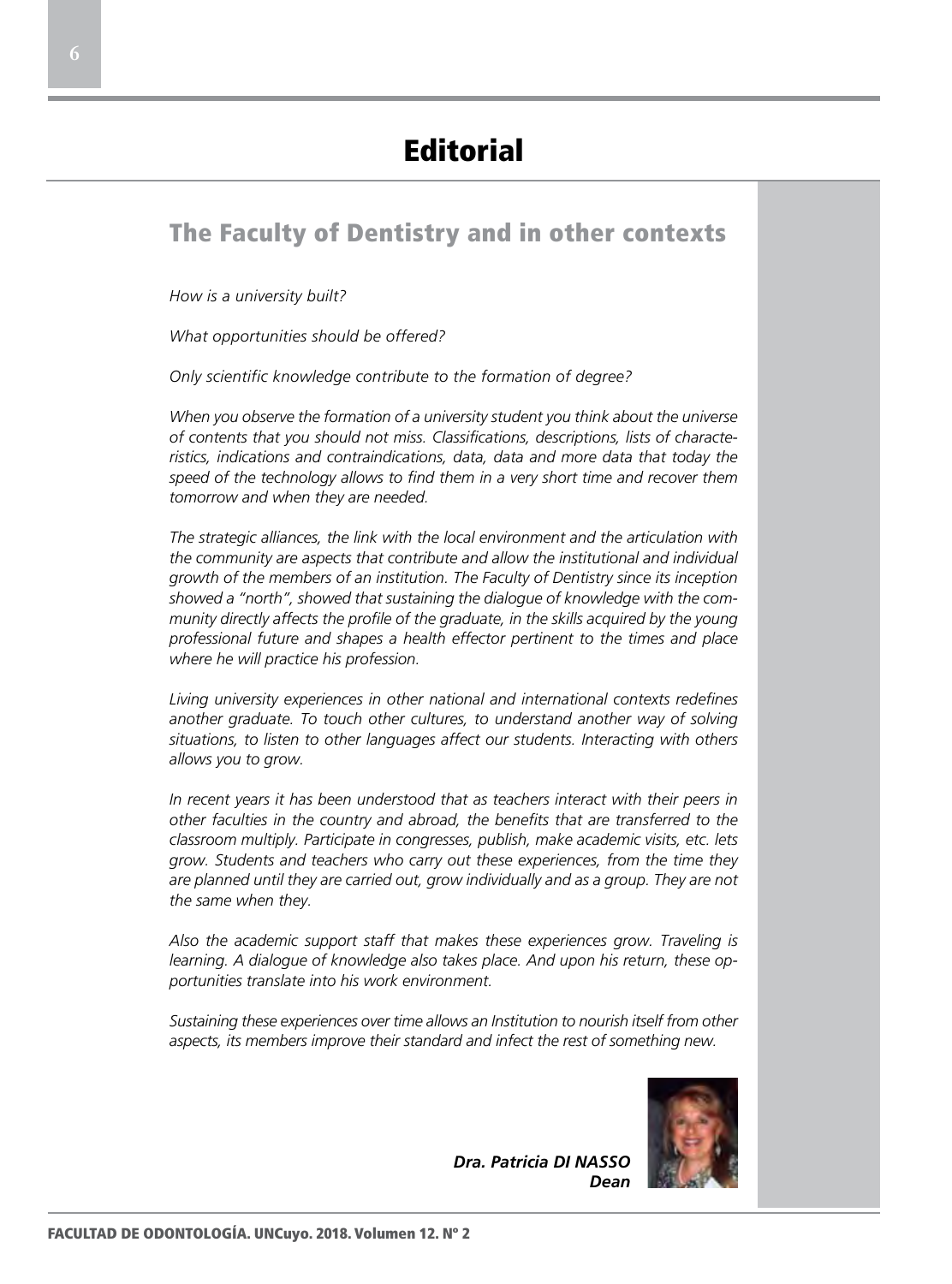# Editorial

## The Faculty of Dentistry and in other contexts

*How is a university built?*

*What opportunities should be offered?*

*Only scientific knowledge contribute to the formation of degree?*

*When you observe the formation of a university student you think about the universe of contents that you should not miss. Classifications, descriptions, lists of characteristics, indications and contraindications, data, data and more data that today the speed of the technology allows to find them in a very short time and recover them tomorrow and when they are needed.*

*The strategic alliances, the link with the local environment and the articulation with the community are aspects that contribute and allow the institutional and individual growth of the members of an institution. The Faculty of Dentistry since its inception showed a "north", showed that sustaining the dialogue of knowledge with the community directly affects the profile of the graduate, in the skills acquired by the young professional future and shapes a health effector pertinent to the times and place where he will practice his profession.*

*Living university experiences in other national and international contexts redefines another graduate. To touch other cultures, to understand another way of solving situations, to listen to other languages affect our students. Interacting with others allows you to grow.*

*In recent years it has been understood that as teachers interact with their peers in other faculties in the country and abroad, the benefits that are transferred to the classroom multiply. Participate in congresses, publish, make academic visits, etc. lets grow. Students and teachers who carry out these experiences, from the time they are planned until they are carried out, grow individually and as a group. They are not the same when they.*

*Also the academic support staff that makes these experiences grow. Traveling is learning. A dialogue of knowledge also takes place. And upon his return, these opportunities translate into his work environment.*

*Sustaining these experiences over time allows an Institution to nourish itself from other aspects, its members improve their standard and infect the rest of something new.*

***Dra. Patricia DI NASSO***
***Dean***